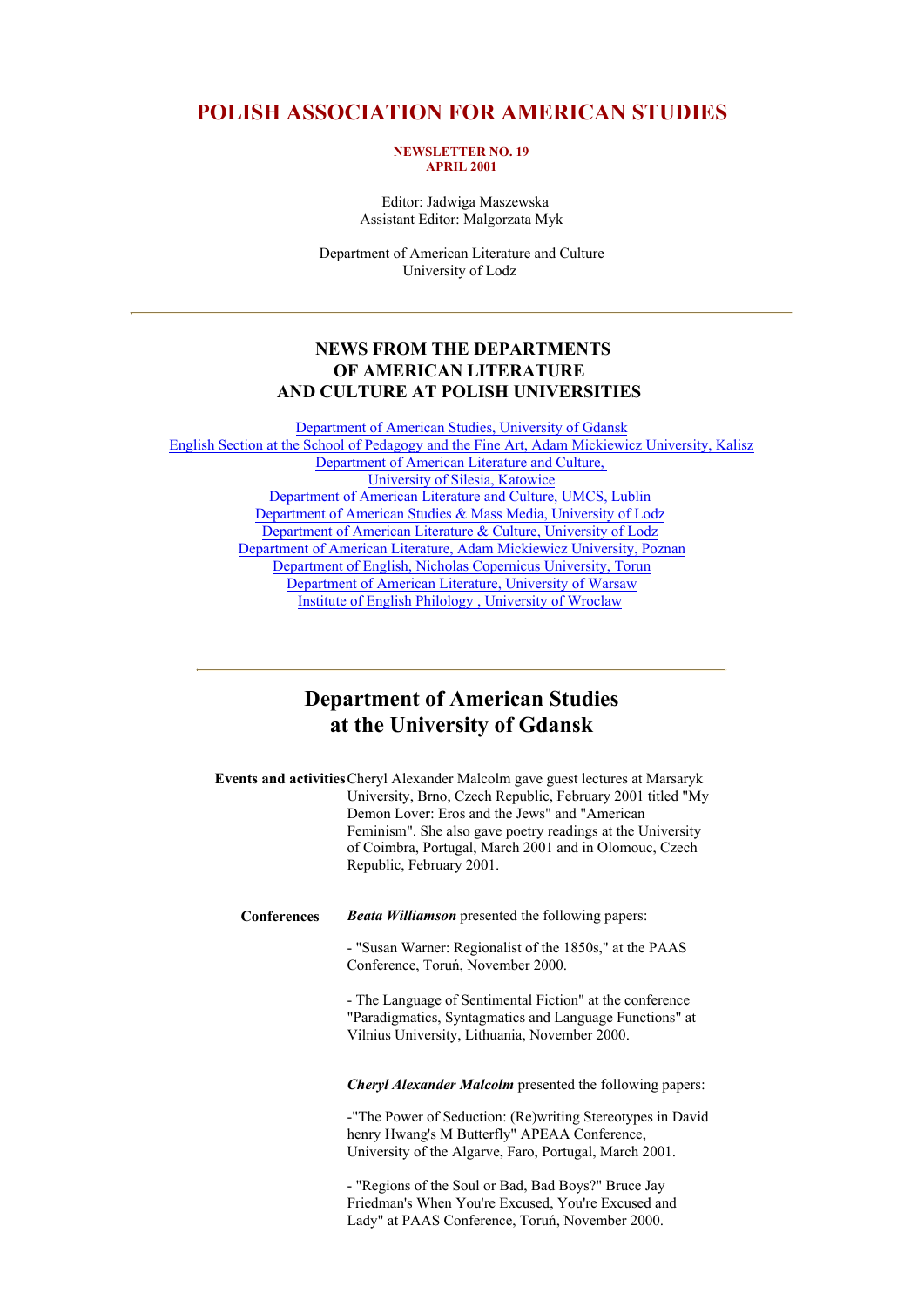# POLISH ASSOCIATION FOR AMERICAN STUDIES

**NEWSLETTER NO. 19**
**APRIL 2001**

Editor: Jadwiga Maszewska
Assistant Editor: Malgorzata Myk

Department of American Literature and Culture
University of Lodz

---

## NEWS FROM THE DEPARTMENTS OF AMERICAN LITERATURE AND CULTURE AT POLISH UNIVERSITIES

Department of American Studies, University of Gdansk
English Section at the School of Pedagogy and the Fine Art, Adam Mickiewicz University, Kalisz
Department of American Literature and Culture, University of Silesia, Katowice
Department of American Literature and Culture, UMCS, Lublin
Department of American Studies & Mass Media, University of Lodz
Department of American Literature & Culture, University of Lodz
Department of American Literature, Adam Mickiewicz University, Poznan
Department of English, Nicholas Copernicus University, Torun
Department of American Literature, University of Warsaw
Institute of English Philology , University of Wroclaw

---

## Department of American Studies at the University of Gdansk

**Events and activities**

Cheryl Alexander Malcolm gave guest lectures at Marsaryk University, Brno, Czech Republic, February 2001 titled "My Demon Lover: Eros and the Jews" and "American Feminism". She also gave poetry readings at the University of Coimbra, Portugal, March 2001 and in Olomouc, Czech Republic, February 2001.

**Conferences**

***Beata Williamson*** presented the following papers:

- "Susan Warner: Regionalist of the 1850s," at the PAAS Conference, Toruń, November 2000.

- The Language of Sentimental Fiction" at the conference "Paradigmatics, Syntagmatics and Language Functions" at Vilnius University, Lithuania, November 2000.

***Cheryl Alexander Malcolm*** presented the following papers:

-"The Power of Seduction: (Re)writing Stereotypes in David henry Hwang's M Butterfly" APEAA Conference, University of the Algarve, Faro, Portugal, March 2001.

- "Regions of the Soul or Bad, Bad Boys?" Bruce Jay Friedman's When You're Excused, You're Excused and Lady" at PAAS Conference, Toruń, November 2000.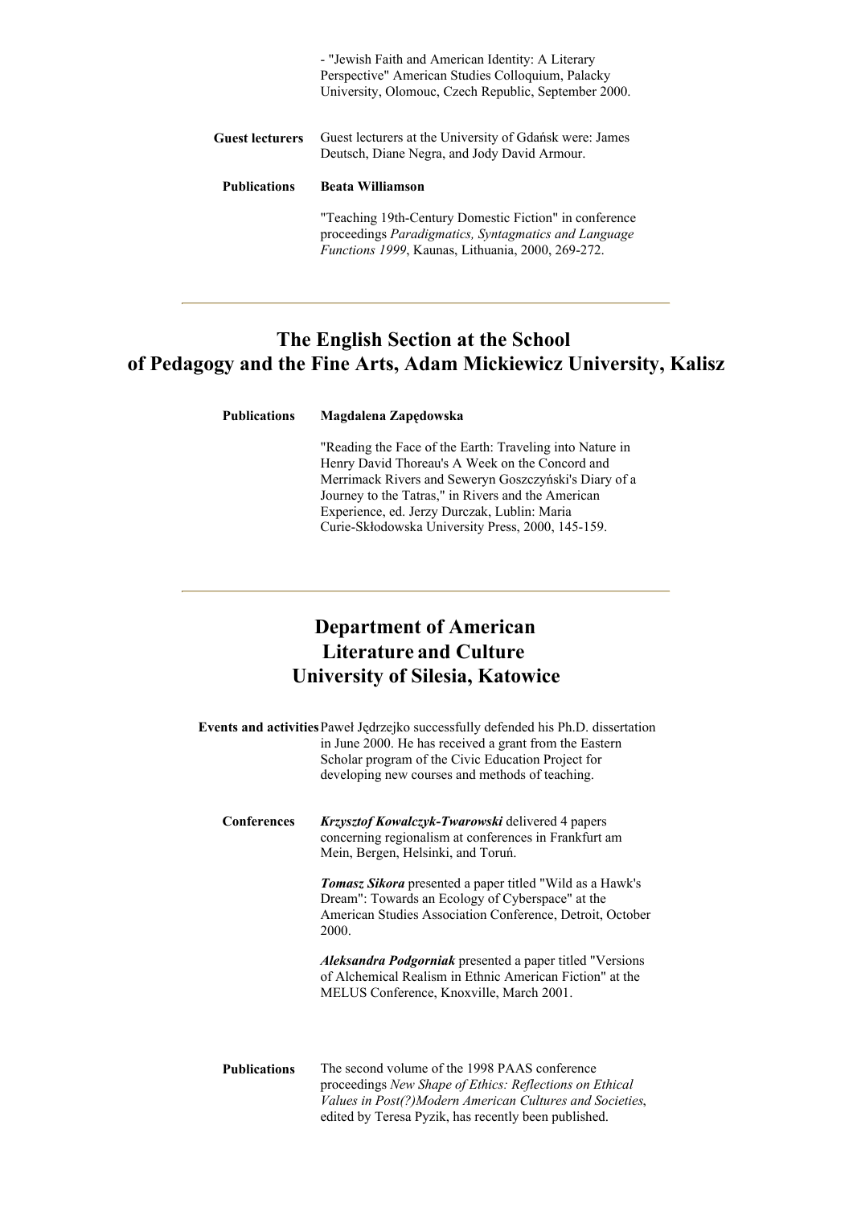- "Jewish Faith and American Identity: A Literary Perspective" American Studies Colloquium, Palacky University, Olomouc, Czech Republic, September 2000.

**Guest lecturers**

Guest lecturers at the University of Gdańsk were: James Deutsch, Diane Negra, and Jody David Armour.

**Publications**

**Beata Williamson**

"Teaching 19th-Century Domestic Fiction" in conference proceedings *Paradigmatics, Syntagmatics and Language Functions 1999*, Kaunas, Lithuania, 2000, 269-272.

---

## The English Section at the School of Pedagogy and the Fine Arts, Adam Mickiewicz University, Kalisz

**Publications**

**Magdalena Zapędowska**

"Reading the Face of the Earth: Traveling into Nature in Henry David Thoreau's A Week on the Concord and Merrimack Rivers and Seweryn Goszczyński's Diary of a Journey to the Tatras," in Rivers and the American Experience, ed. Jerzy Durczak, Lublin: Maria Curie-Skłodowska University Press, 2000, 145-159.

---

## Department of American Literature and Culture University of Silesia, Katowice

**Events and activities**

Paweł Jędrzejko successfully defended his Ph.D. dissertation in June 2000. He has received a grant from the Eastern Scholar program of the Civic Education Project for developing new courses and methods of teaching.

**Conferences**

***Krzysztof Kowalczyk-Twarowski*** delivered 4 papers concerning regionalism at conferences in Frankfurt am Mein, Bergen, Helsinki, and Toruń.

***Tomasz Sikora*** presented a paper titled "Wild as a Hawk's Dream": Towards an Ecology of Cyberspace" at the American Studies Association Conference, Detroit, October 2000.

***Aleksandra Podgorniak*** presented a paper titled "Versions of Alchemical Realism in Ethnic American Fiction" at the MELUS Conference, Knoxville, March 2001.

**Publications**

The second volume of the 1998 PAAS conference proceedings *New Shape of Ethics: Reflections on Ethical Values in Post(?)Modern American Cultures and Societies*, edited by Teresa Pyzik, has recently been published.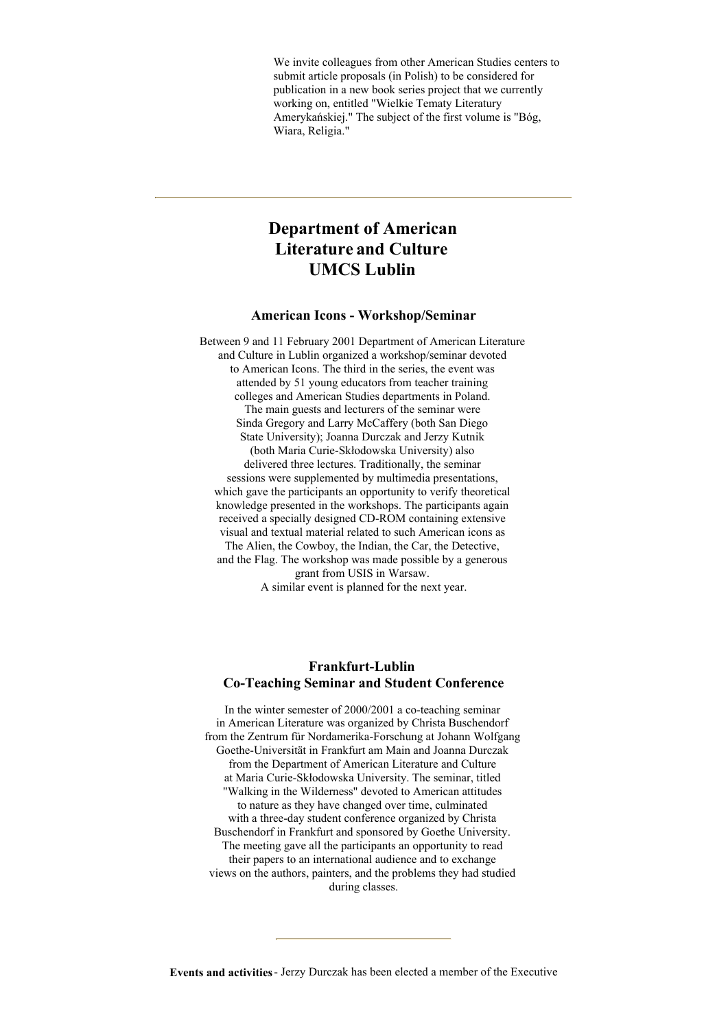We invite colleagues from other American Studies centers to submit article proposals (in Polish) to be considered for publication in a new book series project that we currently working on, entitled "Wielkie Tematy Literatury Amerykańskiej." The subject of the first volume is "Bóg, Wiara, Religia."

---

## Department of American Literature and Culture UMCS Lublin

### American Icons - Workshop/Seminar

Between 9 and 11 February 2001 Department of American Literature and Culture in Lublin organized a workshop/seminar devoted to American Icons. The third in the series, the event was attended by 51 young educators from teacher training colleges and American Studies departments in Poland. The main guests and lecturers of the seminar were Sinda Gregory and Larry McCaffery (both San Diego State University); Joanna Durczak and Jerzy Kutnik (both Maria Curie-Skłodowska University) also delivered three lectures. Traditionally, the seminar sessions were supplemented by multimedia presentations, which gave the participants an opportunity to verify theoretical knowledge presented in the workshops. The participants again received a specially designed CD-ROM containing extensive visual and textual material related to such American icons as The Alien, the Cowboy, the Indian, the Car, the Detective, and the Flag. The workshop was made possible by a generous grant from USIS in Warsaw.
A similar event is planned for the next year.

### Frankfurt-Lublin Co-Teaching Seminar and Student Conference

In the winter semester of 2000/2001 a co-teaching seminar in American Literature was organized by Christa Buschendorf from the Zentrum für Nordamerika-Forschung at Johann Wolfgang Goethe-Universität in Frankfurt am Main and Joanna Durczak from the Department of American Literature and Culture at Maria Curie-Skłodowska University. The seminar, titled "Walking in the Wilderness" devoted to American attitudes to nature as they have changed over time, culminated with a three-day student conference organized by Christa Buschendorf in Frankfurt and sponsored by Goethe University. The meeting gave all the participants an opportunity to read their papers to an international audience and to exchange views on the authors, painters, and the problems they had studied during classes.

---

**Events and activities** - Jerzy Durczak has been elected a member of the Executive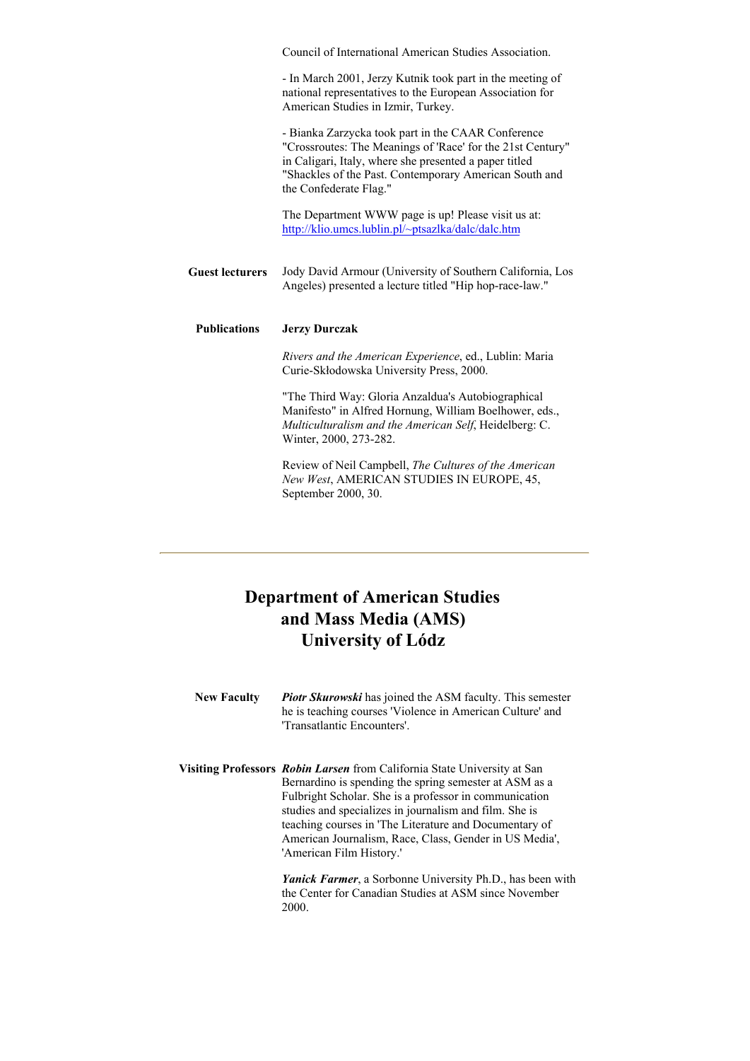Council of International American Studies Association.

- In March 2001, Jerzy Kutnik took part in the meeting of national representatives to the European Association for American Studies in Izmir, Turkey.

- Bianka Zarzycka took part in the CAAR Conference "Crossroutes: The Meanings of 'Race' for the 21st Century" in Caligari, Italy, where she presented a paper titled "Shackles of the Past. Contemporary American South and the Confederate Flag."

The Department WWW page is up! Please visit us at: http://klio.umcs.lublin.pl/~ptsazlka/dalc/dalc.htm

**Guest lecturers**

Jody David Armour (University of Southern California, Los Angeles) presented a lecture titled "Hip hop-race-law."

**Publications**

**Jerzy Durczak**

*Rivers and the American Experience*, ed., Lublin: Maria Curie-Skłodowska University Press, 2000.

"The Third Way: Gloria Anzaldua's Autobiographical Manifesto" in Alfred Hornung, William Boelhower, eds., *Multiculturalism and the American Self*, Heidelberg: C. Winter, 2000, 273-282.

Review of Neil Campbell, *The Cultures of the American New West*, AMERICAN STUDIES IN EUROPE, 45, September 2000, 30.

---

## Department of American Studies and Mass Media (AMS) University of Lódz

**New Faculty**

***Piotr Skurowski*** has joined the ASM faculty. This semester he is teaching courses 'Violence in American Culture' and 'Transatlantic Encounters'.

**Visiting Professors**

***Robin Larsen*** from California State University at San Bernardino is spending the spring semester at ASM as a Fulbright Scholar. She is a professor in communication studies and specializes in journalism and film. She is teaching courses in 'The Literature and Documentary of American Journalism, Race, Class, Gender in US Media', 'American Film History.'

***Yanick Farmer***, a Sorbonne University Ph.D., has been with the Center for Canadian Studies at ASM since November 2000.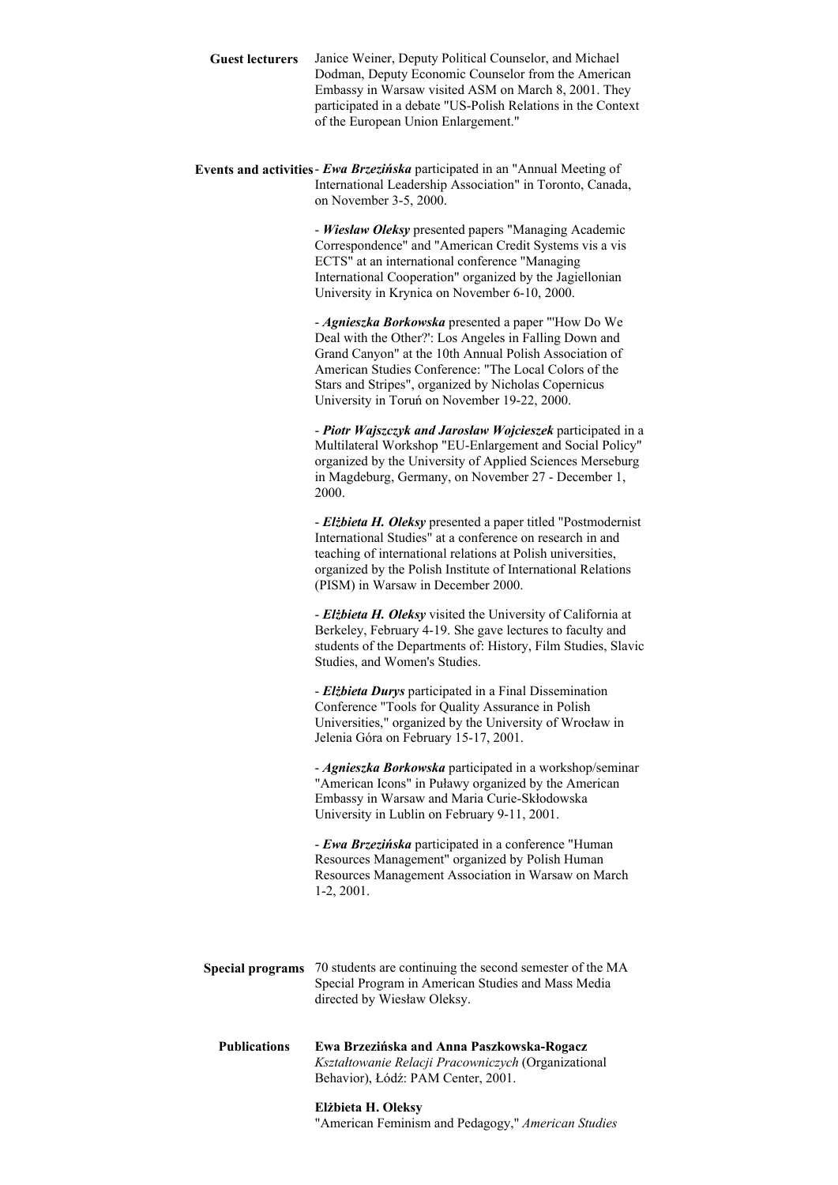**Guest lecturers**

Janice Weiner, Deputy Political Counselor, and Michael Dodman, Deputy Economic Counselor from the American Embassy in Warsaw visited ASM on March 8, 2001. They participated in a debate "US-Polish Relations in the Context of the European Union Enlargement."

**Events and activities**

- ***Ewa Brzezińska*** participated in an "Annual Meeting of International Leadership Association" in Toronto, Canada, on November 3-5, 2000.

- ***Wiesław Oleksy*** presented papers "Managing Academic Correspondence" and "American Credit Systems vis a vis ECTS" at an international conference "Managing International Cooperation" organized by the Jagiellonian University in Krynica on November 6-10, 2000.

- ***Agnieszka Borkowska*** presented a paper "'How Do We Deal with the Other?': Los Angeles in Falling Down and Grand Canyon" at the 10th Annual Polish Association of American Studies Conference: "The Local Colors of the Stars and Stripes", organized by Nicholas Copernicus University in Toruń on November 19-22, 2000.

- ***Piotr Wajszczyk and Jarosław Wojcieszek*** participated in a Multilateral Workshop "EU-Enlargement and Social Policy" organized by the University of Applied Sciences Merseburg in Magdeburg, Germany, on November 27 - December 1, 2000.

- ***Elżbieta H. Oleksy*** presented a paper titled "Postmodernist International Studies" at a conference on research in and teaching of international relations at Polish universities, organized by the Polish Institute of International Relations (PISM) in Warsaw in December 2000.

- ***Elżbieta H. Oleksy*** visited the University of California at Berkeley, February 4-19. She gave lectures to faculty and students of the Departments of: History, Film Studies, Slavic Studies, and Women's Studies.

- ***Elżbieta Durys*** participated in a Final Dissemination Conference "Tools for Quality Assurance in Polish Universities," organized by the University of Wrocław in Jelenia Góra on February 15-17, 2001.

- ***Agnieszka Borkowska*** participated in a workshop/seminar "American Icons" in Puławy organized by the American Embassy in Warsaw and Maria Curie-Skłodowska University in Lublin on February 9-11, 2001.

- ***Ewa Brzezińska*** participated in a conference "Human Resources Management" organized by Polish Human Resources Management Association in Warsaw on March 1-2, 2001.

**Special programs**

70 students are continuing the second semester of the MA Special Program in American Studies and Mass Media directed by Wiesław Oleksy.

**Publications**

**Ewa Brzezińska and Anna Paszkowska-Rogacz**
*Kształtowanie Relacji Pracowniczych* (Organizational Behavior), Łódź: PAM Center, 2001.

**Elżbieta H. Oleksy**
"American Feminism and Pedagogy," *American Studies*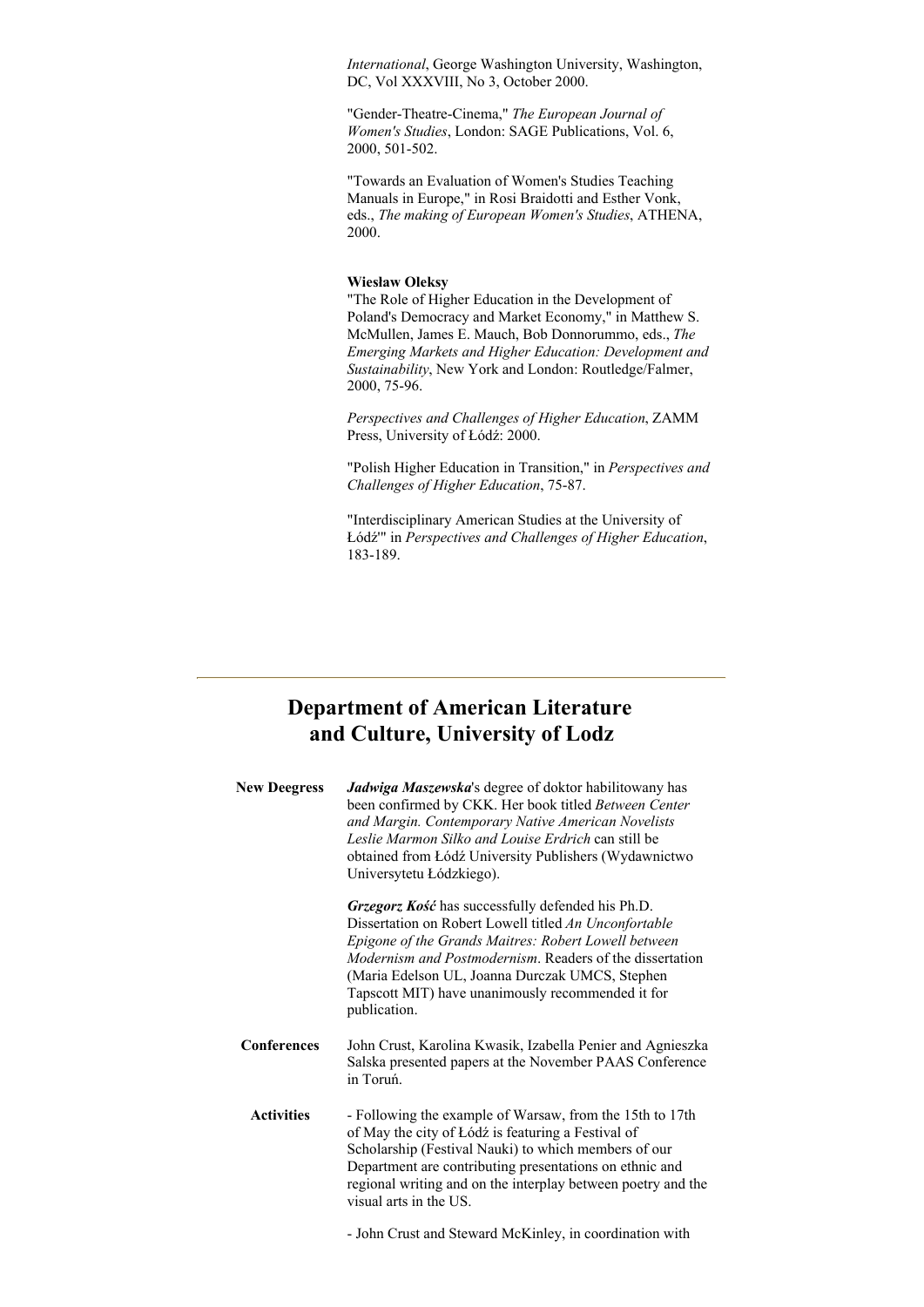*International*, George Washington University, Washington, DC, Vol XXXVIII, No 3, October 2000.

"Gender-Theatre-Cinema," *The European Journal of Women's Studies*, London: SAGE Publications, Vol. 6, 2000, 501-502.

"Towards an Evaluation of Women's Studies Teaching Manuals in Europe," in Rosi Braidotti and Esther Vonk, eds., *The making of European Women's Studies*, ATHENA, 2000.

**Wiesław Oleksy**
"The Role of Higher Education in the Development of Poland's Democracy and Market Economy," in Matthew S. McMullen, James E. Mauch, Bob Donnorummo, eds., *The Emerging Markets and Higher Education: Development and Sustainability*, New York and London: Routledge/Falmer, 2000, 75-96.

*Perspectives and Challenges of Higher Education*, ZAMM Press, University of Łódź: 2000.

"Polish Higher Education in Transition," in *Perspectives and Challenges of Higher Education*, 75-87.

"Interdisciplinary American Studies at the University of Łódź'" in *Perspectives and Challenges of Higher Education*, 183-189.

---

## Department of American Literature and Culture, University of Lodz

**New Deegress**

***Jadwiga Maszewska***'s degree of doktor habilitowany has been confirmed by CKK. Her book titled *Between Center and Margin. Contemporary Native American Novelists Leslie Marmon Silko and Louise Erdrich* can still be obtained from Łódź University Publishers (Wydawnictwo Universytetu Łódzkiego).

***Grzegorz Kość*** has successfully defended his Ph.D. Dissertation on Robert Lowell titled *An Unconfortable Epigone of the Grands Maitres: Robert Lowell between Modernism and Postmodernism*. Readers of the dissertation (Maria Edelson UL, Joanna Durczak UMCS, Stephen Tapscott MIT) have unanimously recommended it for publication.

**Conferences**

John Crust, Karolina Kwasik, Izabella Penier and Agnieszka Salska presented papers at the November PAAS Conference in Toruń.

**Activities**

- Following the example of Warsaw, from the 15th to 17th of May the city of Łódź is featuring a Festival of Scholarship (Festival Nauki) to which members of our Department are contributing presentations on ethnic and regional writing and on the interplay between poetry and the visual arts in the US.

- John Crust and Steward McKinley, in coordination with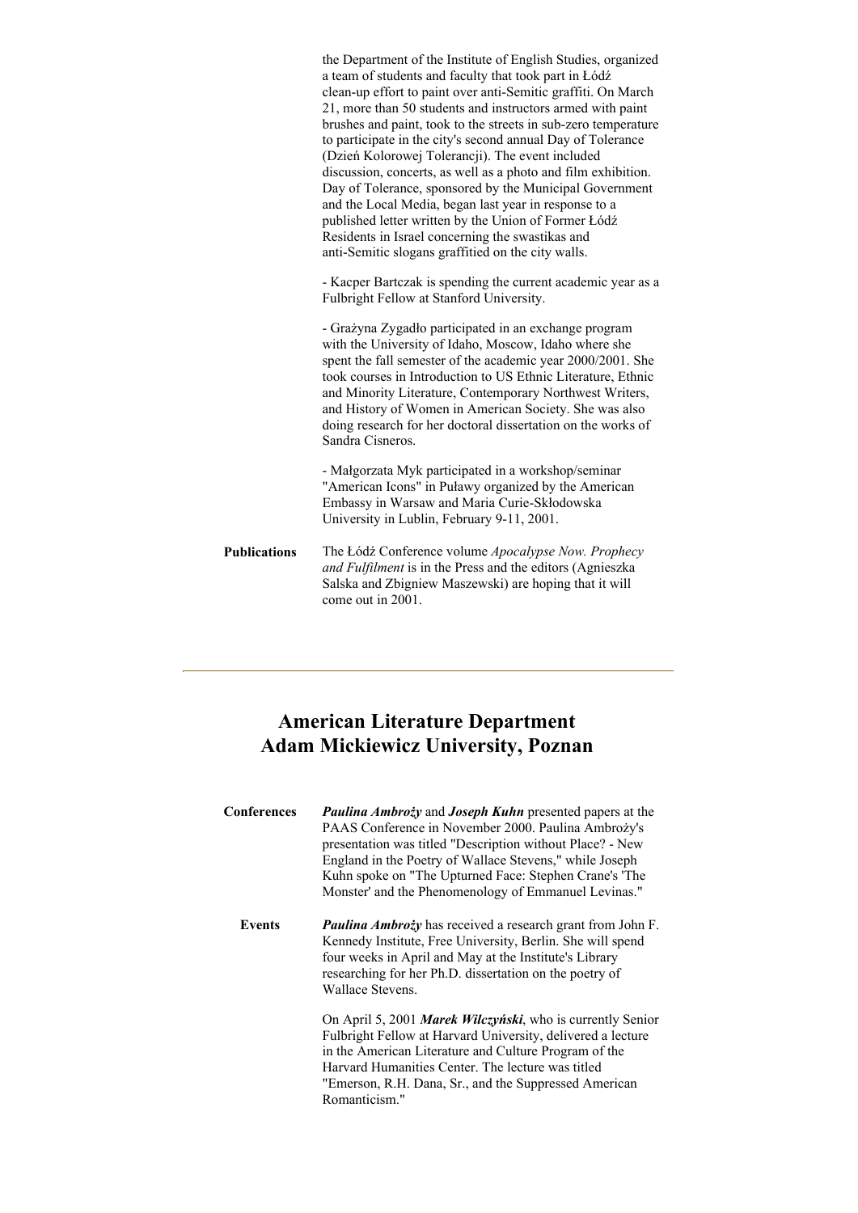the Department of the Institute of English Studies, organized a team of students and faculty that took part in Łódź clean-up effort to paint over anti-Semitic graffiti. On March 21, more than 50 students and instructors armed with paint brushes and paint, took to the streets in sub-zero temperature to participate in the city's second annual Day of Tolerance (Dzień Kolorowej Tolerancji). The event included discussion, concerts, as well as a photo and film exhibition. Day of Tolerance, sponsored by the Municipal Government and the Local Media, began last year in response to a published letter written by the Union of Former Łódź Residents in Israel concerning the swastikas and anti-Semitic slogans graffitied on the city walls.

- Kacper Bartczak is spending the current academic year as a Fulbright Fellow at Stanford University.

- Grażyna Zygadło participated in an exchange program with the University of Idaho, Moscow, Idaho where she spent the fall semester of the academic year 2000/2001. She took courses in Introduction to US Ethnic Literature, Ethnic and Minority Literature, Contemporary Northwest Writers, and History of Women in American Society. She was also doing research for her doctoral dissertation on the works of Sandra Cisneros.

- Małgorzata Myk participated in a workshop/seminar "American Icons" in Puławy organized by the American Embassy in Warsaw and Maria Curie-Skłodowska University in Lublin, February 9-11, 2001.

**Publications**

The Łódź Conference volume *Apocalypse Now. Prophecy and Fulfilment* is in the Press and the editors (Agnieszka Salska and Zbigniew Maszewski) are hoping that it will come out in 2001.

---

## American Literature Department
## Adam Mickiewicz University, Poznan

**Conferences**

***Paulina Ambroży*** and ***Joseph Kuhn*** presented papers at the PAAS Conference in November 2000. Paulina Ambroży's presentation was titled "Description without Place? - New England in the Poetry of Wallace Stevens," while Joseph Kuhn spoke on "The Upturned Face: Stephen Crane's 'The Monster' and the Phenomenology of Emmanuel Levinas."

**Events**

***Paulina Ambroży*** has received a research grant from John F. Kennedy Institute, Free University, Berlin. She will spend four weeks in April and May at the Institute's Library researching for her Ph.D. dissertation on the poetry of Wallace Stevens.

On April 5, 2001 ***Marek Wilczyński***, who is currently Senior Fulbright Fellow at Harvard University, delivered a lecture in the American Literature and Culture Program of the Harvard Humanities Center. The lecture was titled "Emerson, R.H. Dana, Sr., and the Suppressed American Romanticism."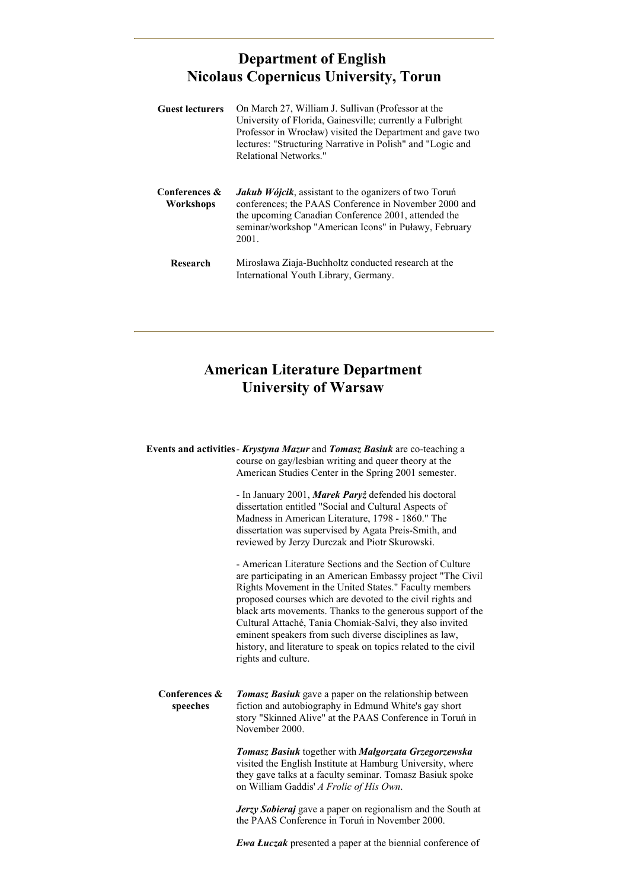---

## Department of English
## Nicolaus Copernicus University, Torun

**Guest lecturers**

On March 27, William J. Sullivan (Professor at the University of Florida, Gainesville; currently a Fulbright Professor in Wrocław) visited the Department and gave two lectures: "Structuring Narrative in Polish" and "Logic and Relational Networks."

**Conferences & Workshops**

***Jakub Wójcik***, assistant to the oganizers of two Toruń conferences; the PAAS Conference in November 2000 and the upcoming Canadian Conference 2001, attended the seminar/workshop "American Icons" in Puławy, February 2001.

**Research**

Mirosława Ziaja-Buchholtz conducted research at the International Youth Library, Germany.

---

## American Literature Department
## University of Warsaw

**Events and activities**

- ***Krystyna Mazur*** and ***Tomasz Basiuk*** are co-teaching a course on gay/lesbian writing and queer theory at the American Studies Center in the Spring 2001 semester.

- In January 2001, ***Marek Paryż*** defended his doctoral dissertation entitled "Social and Cultural Aspects of Madness in American Literature, 1798 - 1860." The dissertation was supervised by Agata Preis-Smith, and reviewed by Jerzy Durczak and Piotr Skurowski.

- American Literature Sections and the Section of Culture are participating in an American Embassy project "The Civil Rights Movement in the United States." Faculty members proposed courses which are devoted to the civil rights and black arts movements. Thanks to the generous support of the Cultural Attaché, Tania Chomiak-Salvi, they also invited eminent speakers from such diverse disciplines as law, history, and literature to speak on topics related to the civil rights and culture.

**Conferences & speeches**

***Tomasz Basiuk*** gave a paper on the relationship between fiction and autobiography in Edmund White's gay short story "Skinned Alive" at the PAAS Conference in Toruń in November 2000.

***Tomasz Basiuk*** together with ***Małgorzata Grzegorzewska*** visited the English Institute at Hamburg University, where they gave talks at a faculty seminar. Tomasz Basiuk spoke on William Gaddis' *A Frolic of His Own*.

***Jerzy Sobieraj*** gave a paper on regionalism and the South at the PAAS Conference in Toruń in November 2000.

***Ewa Łuczak*** presented a paper at the biennial conference of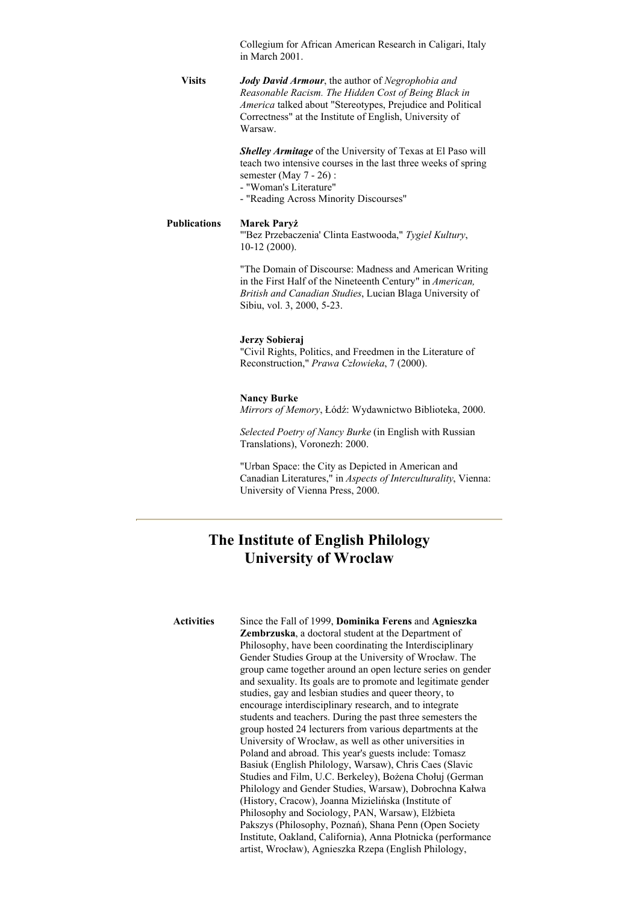Collegium for African American Research in Caligari, Italy in March 2001.

**Visits**

***Jody David Armour***, the author of *Negrophobia and Reasonable Racism. The Hidden Cost of Being Black in America* talked about "Stereotypes, Prejudice and Political Correctness" at the Institute of English, University of Warsaw.

***Shelley Armitage*** of the University of Texas at El Paso will teach two intensive courses in the last three weeks of spring semester (May 7 - 26) :
- "Woman's Literature"
- "Reading Across Minority Discourses"

**Publications**

**Marek Paryż**
"'Bez Przebaczenia' Clinta Eastwooda," *Tygiel Kultury*, 10-12 (2000).

"The Domain of Discourse: Madness and American Writing in the First Half of the Nineteenth Century" in *American, British and Canadian Studies*, Lucian Blaga University of Sibiu, vol. 3, 2000, 5-23.

**Jerzy Sobieraj**
"Civil Rights, Politics, and Freedmen in the Literature of Reconstruction," *Prawa Człowieka*, 7 (2000).

**Nancy Burke**
*Mirrors of Memory*, Łódź: Wydawnictwo Biblioteka, 2000.

*Selected Poetry of Nancy Burke* (in English with Russian Translations), Voronezh: 2000.

"Urban Space: the City as Depicted in American and Canadian Literatures," in *Aspects of Interculturality*, Vienna: University of Vienna Press, 2000.

---

## The Institute of English Philology University of Wroclaw

**Activities**

Since the Fall of 1999, **Dominika Ferens** and **Agnieszka Zembrzuska**, a doctoral student at the Department of Philosophy, have been coordinating the Interdisciplinary Gender Studies Group at the University of Wrocław. The group came together around an open lecture series on gender and sexuality. Its goals are to promote and legitimate gender studies, gay and lesbian studies and queer theory, to encourage interdisciplinary research, and to integrate students and teachers. During the past three semesters the group hosted 24 lecturers from various departments at the University of Wrocław, as well as other universities in Poland and abroad. This year's guests include: Tomasz Basiuk (English Philology, Warsaw), Chris Caes (Slavic Studies and Film, U.C. Berkeley), Bożena Chołuj (German Philology and Gender Studies, Warsaw), Dobrochna Kałwa (History, Cracow), Joanna Mizielińska (Institute of Philosophy and Sociology, PAN, Warsaw), Elżbieta Pakszys (Philosophy, Poznań), Shana Penn (Open Society Institute, Oakland, California), Anna Płotnicka (performance artist, Wrocław), Agnieszka Rzepa (English Philology,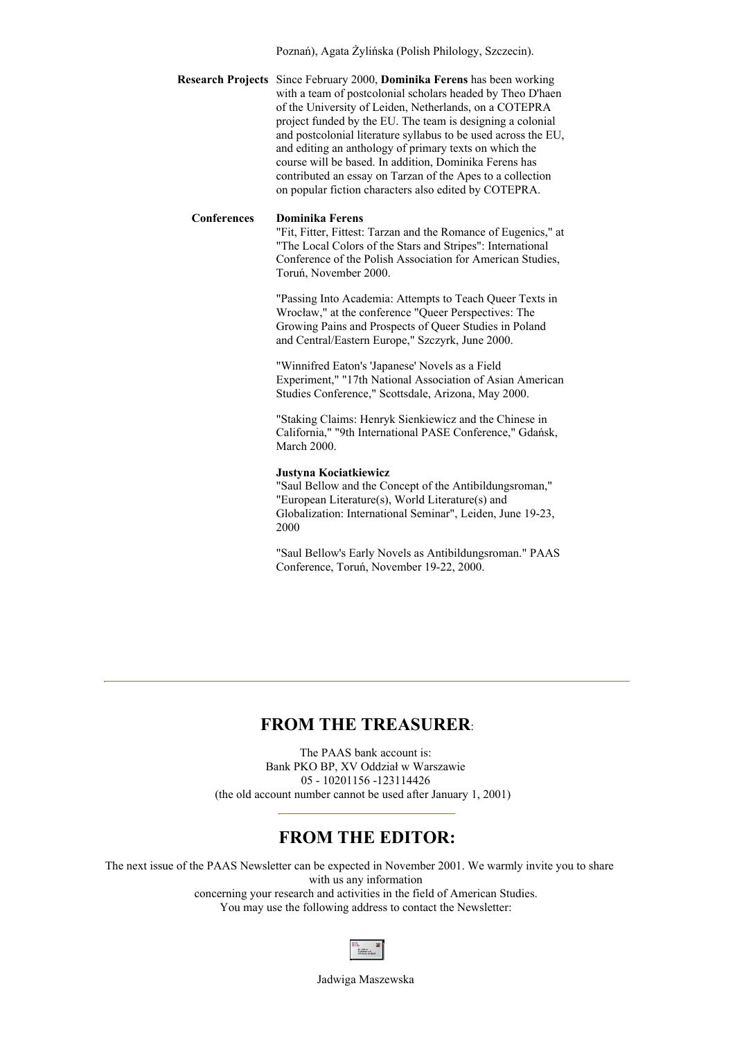Poznań), Agata Żylińska (Polish Philology, Szczecin).

**Research Projects** Since February 2000, **Dominika Ferens** has been working with a team of postcolonial scholars headed by Theo D'haen of the University of Leiden, Netherlands, on a COTEPRA project funded by the EU. The team is designing a colonial and postcolonial literature syllabus to be used across the EU, and editing an anthology of primary texts on which the course will be based. In addition, Dominika Ferens has contributed an essay on Tarzan of the Apes to a collection on popular fiction characters also edited by COTEPRA.

**Conferences**

**Dominika Ferens**

"Fit, Fitter, Fittest: Tarzan and the Romance of Eugenics," at "The Local Colors of the Stars and Stripes": International Conference of the Polish Association for American Studies, Toruń, November 2000.

"Passing Into Academia: Attempts to Teach Queer Texts in Wrocław," at the conference "Queer Perspectives: The Growing Pains and Prospects of Queer Studies in Poland and Central/Eastern Europe," Szczyrk, June 2000.

"Winnifred Eaton's 'Japanese' Novels as a Field Experiment," "17th National Association of Asian American Studies Conference," Scottsdale, Arizona, May 2000.

"Staking Claims: Henryk Sienkiewicz and the Chinese in California," "9th International PASE Conference," Gdańsk, March 2000.

**Justyna Kociatkiewicz**

"Saul Bellow and the Concept of the Antibildungsroman," "European Literature(s), World Literature(s) and Globalization: International Seminar", Leiden, June 19-23, 2000

"Saul Bellow's Early Novels as Antibildungsroman." PAAS Conference, Toruń, November 19-22, 2000.

---

## FROM THE TREASURER:

The PAAS bank account is:
Bank PKO BP, XV Oddział w Warszawie
05 - 10201156 -123114426
(the old account number cannot be used after January 1, 2001)

---

## FROM THE EDITOR:

The next issue of the PAAS Newsletter can be expected in November 2001. We warmly invite you to share with us any information concerning your research and activities in the field of American Studies.
You may use the following address to contact the Newsletter:

Jadwiga Maszewska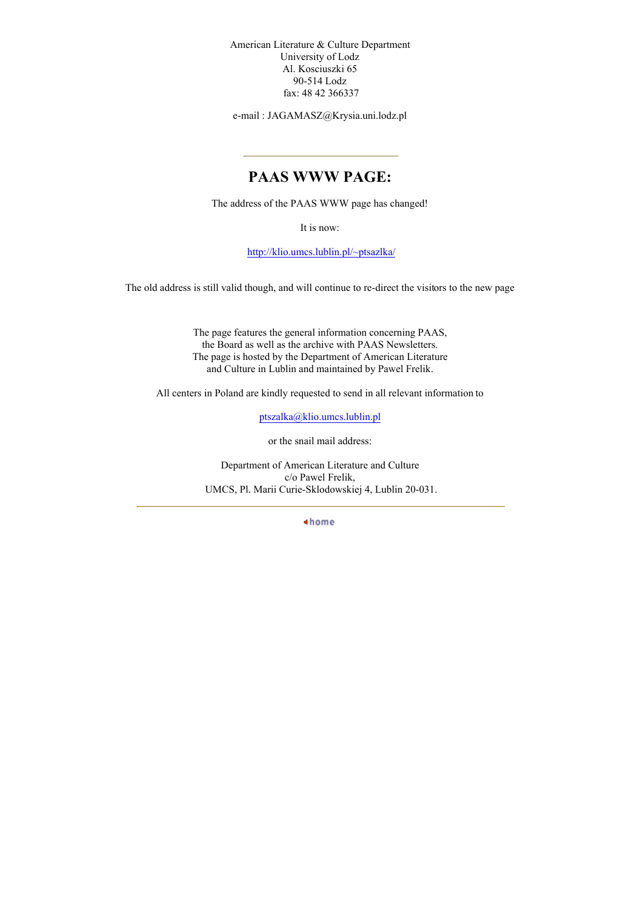American Literature & Culture Department
University of Lodz
Al. Kosciuszki 65
90-514 Lodz
fax: 48 42 366337

e-mail : JAGAMASZ@Krysia.uni.lodz.pl

---

## PAAS WWW PAGE:

The address of the PAAS WWW page has changed!

It is now:

http://klio.umcs.lublin.pl/~ptsazlka/

The old address is still valid though, and will continue to re-direct the visitors to the new page

The page features the general information concerning PAAS,
the Board as well as the archive with PAAS Newsletters.
The page is hosted by the Department of American Literature
and Culture in Lublin and maintained by Pawel Frelik.

All centers in Poland are kindly requested to send in all relevant information to

ptszalka@klio.umcs.lublin.pl

or the snail mail address:

Department of American Literature and Culture
c/o Pawel Frelik,
UMCS, Pl. Marii Curie-Sklodowskiej 4, Lublin 20-031.

---

home